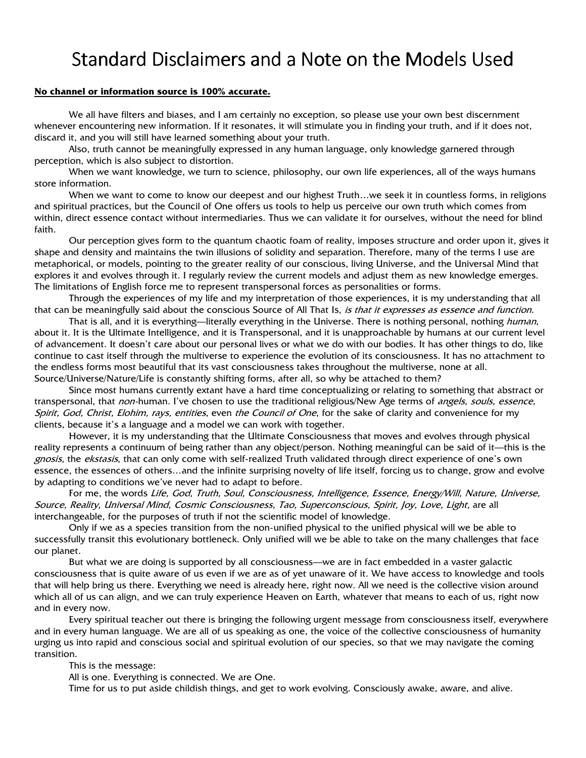# Standard Disclaimers and a Note on the Models Used

**No channel or information source is 100% accurate.**

We all have filters and biases, and I am certainly no exception, so please use your own best discernment whenever encountering new information. If it resonates, it will stimulate you in finding your truth, and if it does not, discard it, and you will still have learned something about your truth.

Also, truth cannot be meaningfully expressed in any human language, only knowledge garnered through perception, which is also subject to distortion.

When we want knowledge, we turn to science, philosophy, our own life experiences, all of the ways humans store information.

When we want to come to know our deepest and our highest Truth…we seek it in countless forms, in religions and spiritual practices, but the Council of One offers us tools to help us perceive our own truth which comes from within, direct essence contact without intermediaries. Thus we can validate it for ourselves, without the need for blind faith.

Our perception gives form to the quantum chaotic foam of reality, imposes structure and order upon it, gives it shape and density and maintains the twin illusions of solidity and separation. Therefore, many of the terms I use are metaphorical, or models, pointing to the greater reality of our conscious, living Universe, and the Universal Mind that explores it and evolves through it. I regularly review the current models and adjust them as new knowledge emerges. The limitations of English force me to represent transpersonal forces as personalities or forms.

Through the experiences of my life and my interpretation of those experiences, it is my understanding that all that can be meaningfully said about the conscious Source of All That Is, *is that it expresses as essence and function.*

That is all, and it is everything—literally everything in the Universe. There is nothing personal, nothing *human*, about it. It is the Ultimate Intelligence, and it is Transpersonal, and it is unapproachable by humans at our current level of advancement. It doesn't care about our personal lives or what we do with our bodies. It has other things to do, like continue to cast itself through the multiverse to experience the evolution of its consciousness. It has no attachment to the endless forms most beautiful that its vast consciousness takes throughout the multiverse, none at all. Source/Universe/Nature/Life is constantly shifting forms, after all, so why be attached to them?

Since most humans currently extant have a hard time conceptualizing or relating to something that abstract or transpersonal, that *non*-human. I've chosen to use the traditional religious/New Age terms of *angels, souls, essence, Spirit, God, Christ, Elohim, rays, entities*, even *the Council of One*, for the sake of clarity and convenience for my clients, because it's a language and a model we can work with together.

However, it is my understanding that the Ultimate Consciousness that moves and evolves through physical reality represents a continuum of being rather than any object/person. Nothing meaningful can be said of it—this is the *gnosis*, the *ekstasis*, that can only come with self-realized Truth validated through direct experience of one's own essence, the essences of others…and the infinite surprising novelty of life itself, forcing us to change, grow and evolve by adapting to conditions we've never had to adapt to before.

For me, the words *Life, God, Truth, Soul, Consciousness, Intelligence, Essence, Energy/Will, Nature, Universe, Source, Reality, Universal Mind, Cosmic Consciousness, Tao, Superconscious, Spirit, Joy, Love, Light,* are all interchangeable, for the purposes of truth if not the scientific model of knowledge.

Only if we as a species transition from the non-unified physical to the unified physical will we be able to successfully transit this evolutionary bottleneck. Only unified will we be able to take on the many challenges that face our planet.

But what we are doing is supported by all consciousness—we are in fact embedded in a vaster galactic consciousness that is quite aware of us even if we are as of yet unaware of it. We have access to knowledge and tools that will help bring us there. Everything we need is already here, right now. All we need is the collective vision around which all of us can align, and we can truly experience Heaven on Earth, whatever that means to each of us, right now and in every now.

Every spiritual teacher out there is bringing the following urgent message from consciousness itself, everywhere and in every human language. We are all of us speaking as one, the voice of the collective consciousness of humanity urging us into rapid and conscious social and spiritual evolution of our species, so that we may navigate the coming transition.

This is the message:

All is one. Everything is connected. We are One.

Time for us to put aside childish things, and get to work evolving. Consciously awake, aware, and alive.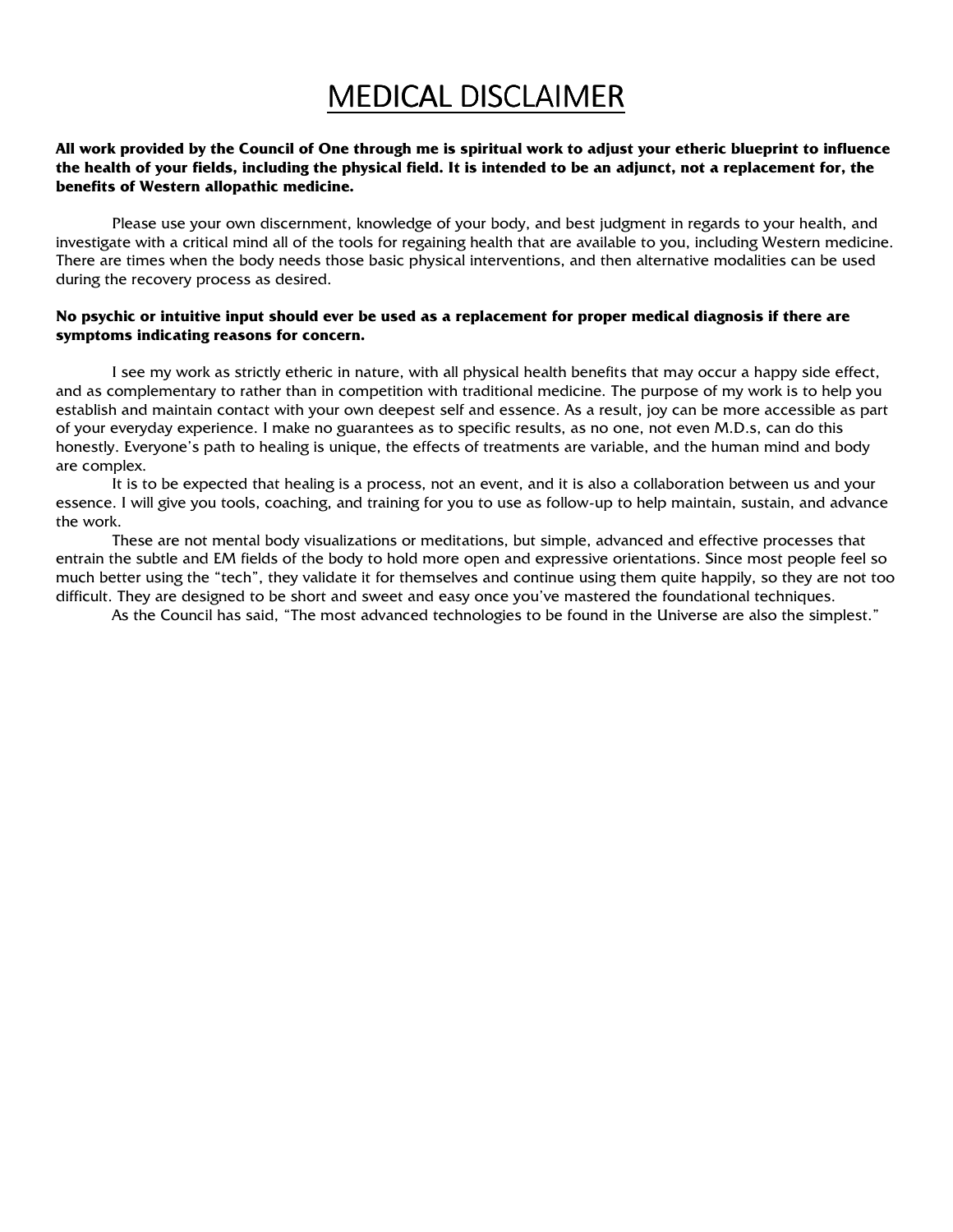# MEDICAL DISCLAIMER

**All work provided by the Council of One through me is spiritual work to adjust your etheric blueprint to influence the health of your fields, including the physical field. It is intended to be an adjunct, not a replacement for, the benefits of Western allopathic medicine.**

Please use your own discernment, knowledge of your body, and best judgment in regards to your health, and investigate with a critical mind all of the tools for regaining health that are available to you, including Western medicine. There are times when the body needs those basic physical interventions, and then alternative modalities can be used during the recovery process as desired.

**No psychic or intuitive input should ever be used as a replacement for proper medical diagnosis if there are symptoms indicating reasons for concern.**

I see my work as strictly etheric in nature, with all physical health benefits that may occur a happy side effect, and as complementary to rather than in competition with traditional medicine. The purpose of my work is to help you establish and maintain contact with your own deepest self and essence. As a result, joy can be more accessible as part of your everyday experience. I make no guarantees as to specific results, as no one, not even M.D.s, can do this honestly. Everyone's path to healing is unique, the effects of treatments are variable, and the human mind and body are complex.

It is to be expected that healing is a process, not an event, and it is also a collaboration between us and your essence. I will give you tools, coaching, and training for you to use as follow-up to help maintain, sustain, and advance the work.

These are not mental body visualizations or meditations, but simple, advanced and effective processes that entrain the subtle and EM fields of the body to hold more open and expressive orientations. Since most people feel so much better using the "tech", they validate it for themselves and continue using them quite happily, so they are not too difficult. They are designed to be short and sweet and easy once you've mastered the foundational techniques.

As the Council has said, "The most advanced technologies to be found in the Universe are also the simplest."